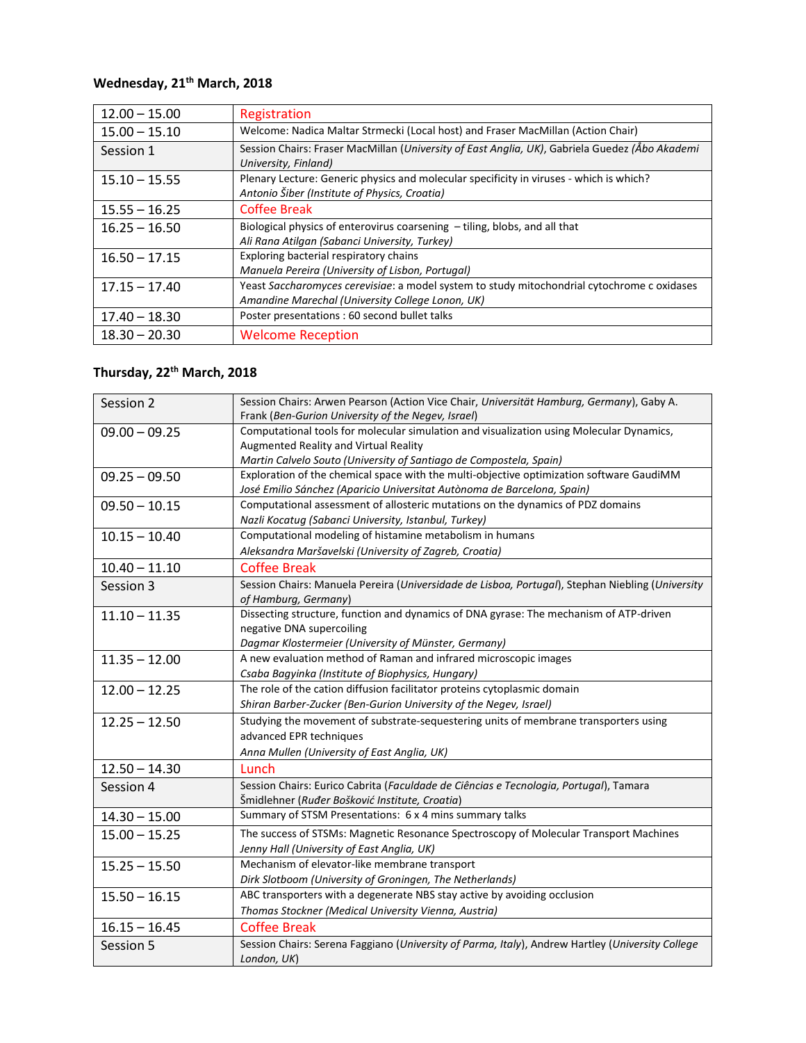### Wednesday, 21[th] March, 2018

| | |
|---|---|
| 12.00 – 15.00 | Registration |
| 15.00 – 15.10 | Welcome: Nadica Maltar Strmecki (Local host) and Fraser MacMillan (Action Chair) |
| Session 1 | Session Chairs: Fraser MacMillan (*University of East Anglia, UK*), Gabriela Guedez (*Åbo Akademi University, Finland)* |
| 15.10 – 15.55 | Plenary Lecture: Generic physics and molecular specificity in viruses - which is which?<br>*Antonio Šiber (Institute of Physics, Croatia)* |
| 15.55 – 16.25 | Coffee Break |
| 16.25 – 16.50 | Biological physics of enterovirus coarsening – tiling, blobs, and all that<br>*Ali Rana Atilgan (Sabanci University, Turkey)* |
| 16.50 – 17.15 | Exploring bacterial respiratory chains<br>*Manuela Pereira (University of Lisbon, Portugal)* |
| 17.15 – 17.40 | Yeast *Saccharomyces cerevisiae*: a model system to study mitochondrial cytochrome c oxidases<br>*Amandine Marechal (University College Lonon, UK)* |
| 17.40 – 18.30 | Poster presentations : 60 second bullet talks |
| 18.30 – 20.30 | Welcome Reception |

### Thursday, 22[th] March, 2018

| | |
|---|---|
| Session 2 | Session Chairs: Arwen Pearson (Action Vice Chair, *Universität Hamburg, Germany*), Gaby A. Frank (*Ben-Gurion University of the Negev, Israel*) |
| 09.00 – 09.25 | Computational tools for molecular simulation and visualization using Molecular Dynamics, Augmented Reality and Virtual Reality<br>*Martin Calvelo Souto (University of Santiago de Compostela, Spain)* |
| 09.25 – 09.50 | Exploration of the chemical space with the multi-objective optimization software GaudiMM<br>*José Emilio Sánchez (Aparicio Universitat Autònoma de Barcelona, Spain)* |
| 09.50 – 10.15 | Computational assessment of allosteric mutations on the dynamics of PDZ domains<br>*Nazli Kocatug (Sabanci University, Istanbul, Turkey)* |
| 10.15 – 10.40 | Computational modeling of histamine metabolism in humans<br>*Aleksandra Maršavelski (University of Zagreb, Croatia)* |
| 10.40 – 11.10 | Coffee Break |
| Session 3 | Session Chairs: Manuela Pereira (*Universidade de Lisboa, Portugal*), Stephan Niebling (*University of Hamburg, Germany*) |
| 11.10 – 11.35 | Dissecting structure, function and dynamics of DNA gyrase: The mechanism of ATP-driven negative DNA supercoiling<br>*Dagmar Klostermeier (University of Münster, Germany)* |
| 11.35 – 12.00 | A new evaluation method of Raman and infrared microscopic images<br>*Csaba Bagyinka (Institute of Biophysics, Hungary)* |
| 12.00 – 12.25 | The role of the cation diffusion facilitator proteins cytoplasmic domain<br>*Shiran Barber-Zucker (Ben-Gurion University of the Negev, Israel)* |
| 12.25 – 12.50 | Studying the movement of substrate-sequestering units of membrane transporters using advanced EPR techniques<br>*Anna Mullen (University of East Anglia, UK)* |
| 12.50 – 14.30 | Lunch |
| Session 4 | Session Chairs: Eurico Cabrita (*Faculdade de Ciências e Tecnologia, Portugal*), Tamara Šmidlehner (*Ruđer Bošković Institute, Croatia*) |
| 14.30 – 15.00 | Summary of STSM Presentations: 6 x 4 mins summary talks |
| 15.00 – 15.25 | The success of STSMs: Magnetic Resonance Spectroscopy of Molecular Transport Machines<br>*Jenny Hall (University of East Anglia, UK)* |
| 15.25 – 15.50 | Mechanism of elevator-like membrane transport<br>*Dirk Slotboom (University of Groningen, The Netherlands)* |
| 15.50 – 16.15 | ABC transporters with a degenerate NBS stay active by avoiding occlusion<br>*Thomas Stockner (Medical University Vienna, Austria)* |
| 16.15 – 16.45 | Coffee Break |
| Session 5 | Session Chairs: Serena Faggiano (*University of Parma, Italy*), Andrew Hartley (*University College London, UK*) |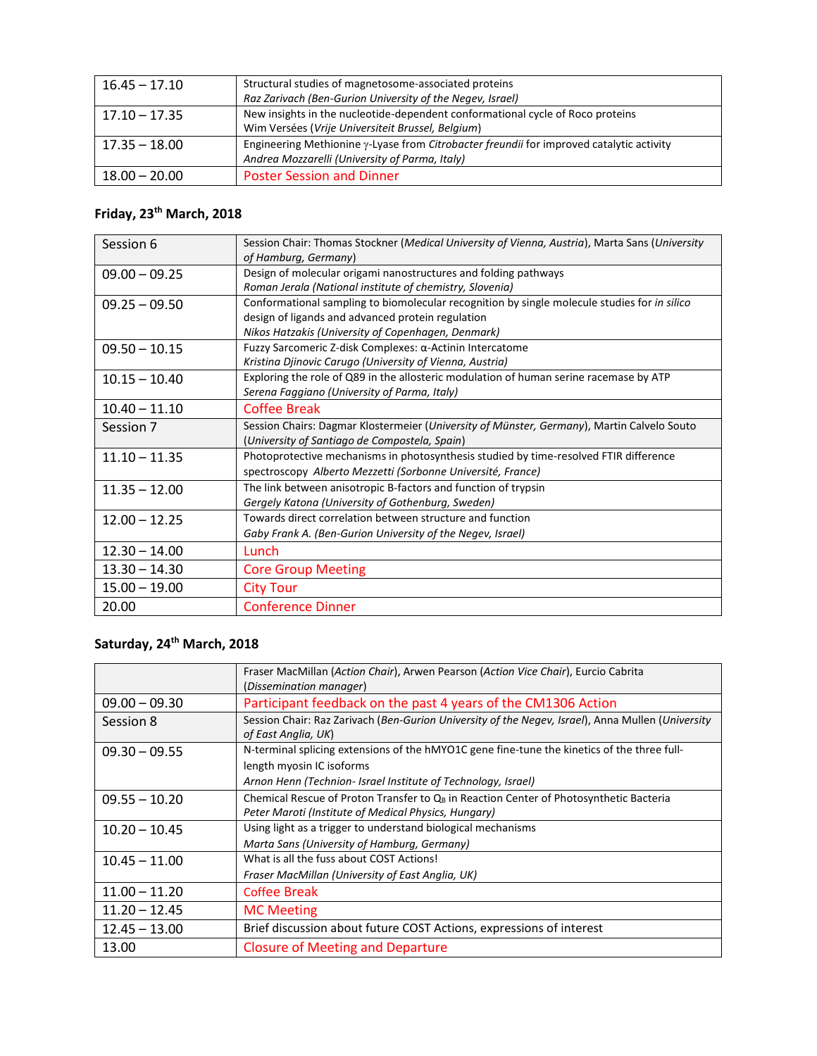| | |
|---|---|
| 16.45 – 17.10 | Structural studies of magnetosome-associated proteins<br>*Raz Zarivach (Ben-Gurion University of the Negev, Israel)* |
| 17.10 – 17.35 | New insights in the nucleotide-dependent conformational cycle of Roco proteins<br>Wim Versées (*Vrije Universiteit Brussel, Belgium*) |
| 17.35 – 18.00 | Engineering Methionine γ-Lyase from *Citrobacter freundii* for improved catalytic activity<br>*Andrea Mozzarelli (University of Parma, Italy)* |
| 18.00 – 20.00 | Poster Session and Dinner |

## Friday, 23th March, 2018

| | |
|---|---|
| Session 6 | Session Chair: Thomas Stockner (*Medical University of Vienna, Austria*), Marta Sans (*University of Hamburg, Germany*) |
| 09.00 – 09.25 | Design of molecular origami nanostructures and folding pathways<br>*Roman Jerala (National institute of chemistry, Slovenia)* |
| 09.25 – 09.50 | Conformational sampling to biomolecular recognition by single molecule studies for *in silico* design of ligands and advanced protein regulation<br>*Nikos Hatzakis (University of Copenhagen, Denmark)* |
| 09.50 – 10.15 | Fuzzy Sarcomeric Z-disk Complexes: α-Actinin Intercatome<br>*Kristina Djinovic Carugo (University of Vienna, Austria)* |
| 10.15 – 10.40 | Exploring the role of Q89 in the allosteric modulation of human serine racemase by ATP<br>*Serena Faggiano (University of Parma, Italy)* |
| 10.40 – 11.10 | Coffee Break |
| Session 7 | Session Chairs: Dagmar Klostermeier (*University of Münster, Germany*), Martin Calvelo Souto (*University of Santiago de Compostela, Spain*) |
| 11.10 – 11.35 | Photoprotective mechanisms in photosynthesis studied by time-resolved FTIR difference spectroscopy *Alberto Mezzetti (Sorbonne Université, France)* |
| 11.35 – 12.00 | The link between anisotropic B-factors and function of trypsin<br>*Gergely Katona (University of Gothenburg, Sweden)* |
| 12.00 – 12.25 | Towards direct correlation between structure and function<br>*Gaby Frank A. (Ben-Gurion University of the Negev, Israel)* |
| 12.30 – 14.00 | Lunch |
| 13.30 – 14.30 | Core Group Meeting |
| 15.00 – 19.00 | City Tour |
| 20.00 | Conference Dinner |

## Saturday, 24th March, 2018

| | |
|---|---|
| | Fraser MacMillan (*Action Chair*), Arwen Pearson (*Action Vice Chair*), Eurcio Cabrita (*Dissemination manager*) |
| 09.00 – 09.30 | Participant feedback on the past 4 years of the CM1306 Action |
| Session 8 | Session Chair: Raz Zarivach (*Ben-Gurion University of the Negev, Israel*), Anna Mullen (*University of East Anglia, UK*) |
| 09.30 – 09.55 | N-terminal splicing extensions of the hMYO1C gene fine-tune the kinetics of the three full-length myosin IC isoforms<br>*Arnon Henn (Technion- Israel Institute of Technology, Israel)* |
| 09.55 – 10.20 | Chemical Rescue of Proton Transfer to $Q_B$ in Reaction Center of Photosynthetic Bacteria<br>*Peter Maroti (Institute of Medical Physics, Hungary)* |
| 10.20 – 10.45 | Using light as a trigger to understand biological mechanisms<br>*Marta Sans (University of Hamburg, Germany)* |
| 10.45 – 11.00 | What is all the fuss about COST Actions!<br>*Fraser MacMillan (University of East Anglia, UK)* |
| 11.00 – 11.20 | Coffee Break |
| 11.20 – 12.45 | MC Meeting |
| 12.45 – 13.00 | Brief discussion about future COST Actions, expressions of interest |
| 13.00 | Closure of Meeting and Departure |